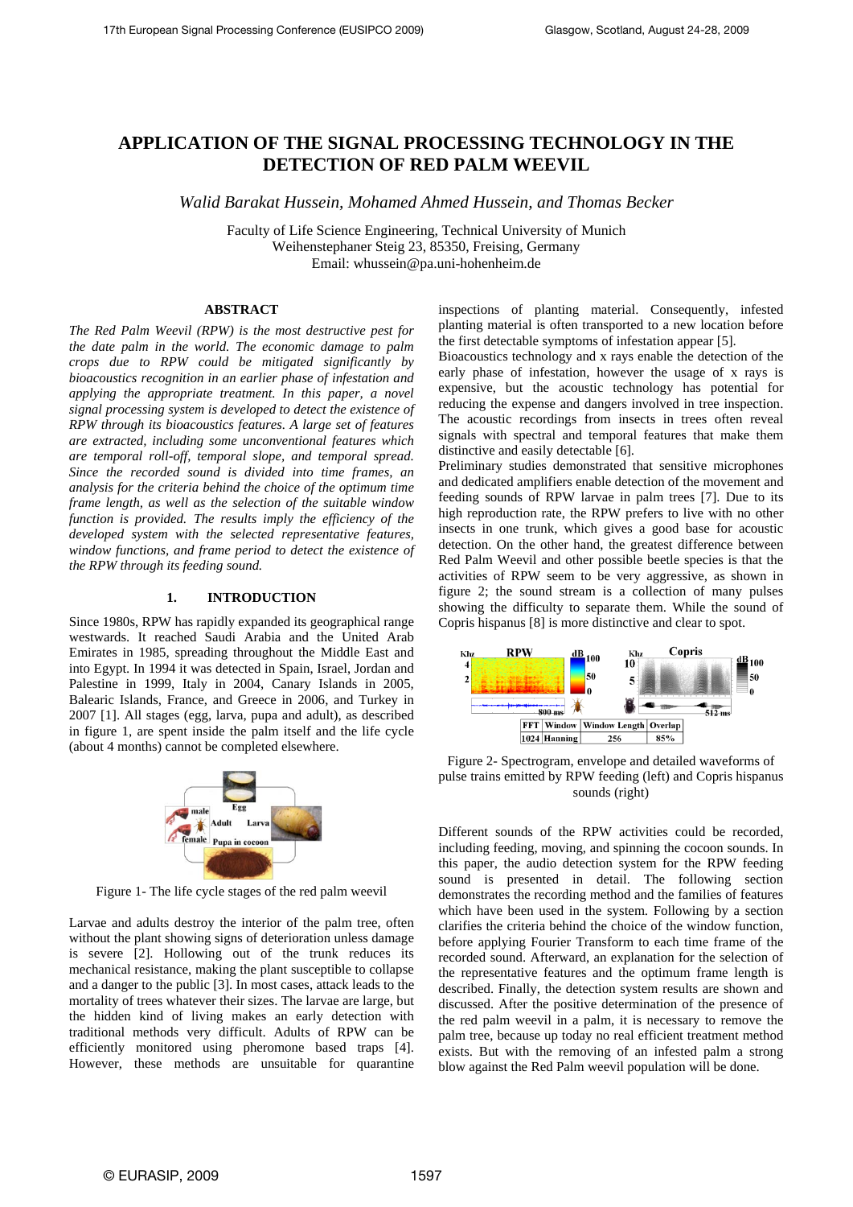# APPLICATION OF THE SIGNAL PROCESSING TECHNOLOGY IN THE DETECTION OF RED PALM WEEVIL

*Walid Barakat Hussein, Mohamed Ahmed Hussein, and Thomas Becker*

Faculty of Life Science Engineering, Technical University of Munich
Weihenstephaner Steig 23, 85350, Freising, Germany
Email: whussein@pa.uni-hohenheim.de

## ABSTRACT

*The Red Palm Weevil (RPW) is the most destructive pest for the date palm in the world. The economic damage to palm crops due to RPW could be mitigated significantly by bioacoustics recognition in an earlier phase of infestation and applying the appropriate treatment. In this paper, a novel signal processing system is developed to detect the existence of RPW through its bioacoustics features. A large set of features are extracted, including some unconventional features which are temporal roll-off, temporal slope, and temporal spread. Since the recorded sound is divided into time frames, an analysis for the criteria behind the choice of the optimum time frame length, as well as the selection of the suitable window function is provided. The results imply the efficiency of the developed system with the selected representative features, window functions, and frame period to detect the existence of the RPW through its feeding sound.*

## 1. INTRODUCTION

Since 1980s, RPW has rapidly expanded its geographical range westwards. It reached Saudi Arabia and the United Arab Emirates in 1985, spreading throughout the Middle East and into Egypt. In 1994 it was detected in Spain, Israel, Jordan and Palestine in 1999, Italy in 2004, Canary Islands in 2005, Balearic Islands, France, and Greece in 2006, and Turkey in 2007 [1]. All stages (egg, larva, pupa and adult), as described in figure 1, are spent inside the palm itself and the life cycle (about 4 months) cannot be completed elsewhere.

Figure 1- The life cycle stages of the red palm weevil

Larvae and adults destroy the interior of the palm tree, often without the plant showing signs of deterioration unless damage is severe [2]. Hollowing out of the trunk reduces its mechanical resistance, making the plant susceptible to collapse and a danger to the public [3]. In most cases, attack leads to the mortality of trees whatever their sizes. The larvae are large, but the hidden kind of living makes an early detection with traditional methods very difficult. Adults of RPW can be efficiently monitored using pheromone based traps [4]. However, these methods are unsuitable for quarantine inspections of planting material. Consequently, infested planting material is often transported to a new location before the first detectable symptoms of infestation appear [5].

Bioacoustics technology and x rays enable the detection of the early phase of infestation, however the usage of x rays is expensive, but the acoustic technology has potential for reducing the expense and dangers involved in tree inspection. The acoustic recordings from insects in trees often reveal signals with spectral and temporal features that make them distinctive and easily detectable [6].

Preliminary studies demonstrated that sensitive microphones and dedicated amplifiers enable detection of the movement and feeding sounds of RPW larvae in palm trees [7]. Due to its high reproduction rate, the RPW prefers to live with no other insects in one trunk, which gives a good base for acoustic detection. On the other hand, the greatest difference between Red Palm Weevil and other possible beetle species is that the activities of RPW seem to be very aggressive, as shown in figure 2; the sound stream is a collection of many pulses showing the difficulty to separate them. While the sound of Copris hispanus [8] is more distinctive and clear to spot.

| FFT | Window | Window Length | Overlap |
|---|---|---|---|
| 1024 | Hanning | 256 | 85% |

Figure 2- Spectrogram, envelope and detailed waveforms of pulse trains emitted by RPW feeding (left) and Copris hispanus sounds (right)

Different sounds of the RPW activities could be recorded, including feeding, moving, and spinning the cocoon sounds. In this paper, the audio detection system for the RPW feeding sound is presented in detail. The following section demonstrates the recording method and the families of features which have been used in the system. Following by a section clarifies the criteria behind the choice of the window function, before applying Fourier Transform to each time frame of the recorded sound. Afterward, an explanation for the selection of the representative features and the optimum frame length is described. Finally, the detection system results are shown and discussed. After the positive determination of the presence of the red palm weevil in a palm, it is necessary to remove the palm tree, because up today no real efficient treatment method exists. But with the removing of an infested palm a strong blow against the Red Palm weevil population will be done.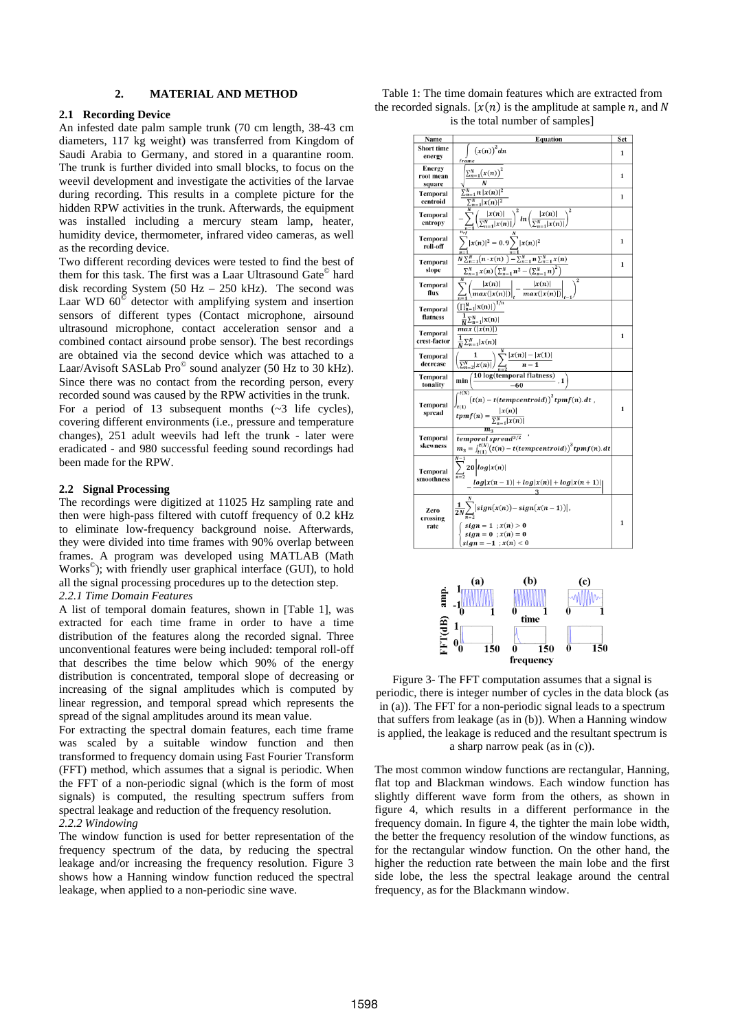## 2. MATERIAL AND METHOD

### 2.1 Recording Device

An infested date palm sample trunk (70 cm length, 38-43 cm diameters, 117 kg weight) was transferred from Kingdom of Saudi Arabia to Germany, and stored in a quarantine room. The trunk is further divided into small blocks, to focus on the weevil development and investigate the activities of the larvae during recording. This results in a complete picture for the hidden RPW activities in the trunk. Afterwards, the equipment was installed including a mercury steam lamp, heater, humidity device, thermometer, infrared video cameras, as well as the recording device.

Two different recording devices were tested to find the best of them for this task. The first was a Laar Ultrasound Gate© hard disk recording System (50 Hz – 250 kHz). The second was Laar WD 60© detector with amplifying system and insertion sensors of different types (Contact microphone, airsound ultrasound microphone, contact acceleration sensor and a combined contact airsound probe sensor). The best recordings are obtained via the second device which was attached to a Laar/Avisoft SASLab Pro© sound analyzer (50 Hz to 30 kHz). Since there was no contact from the recording person, every recorded sound was caused by the RPW activities in the trunk.

For a period of 13 subsequent months (~3 life cycles), covering different environments (i.e., pressure and temperature changes), 251 adult weevils had left the trunk - later were eradicated - and 980 successful feeding sound recordings had been made for the RPW.

### 2.2 Signal Processing

The recordings were digitized at 11025 Hz sampling rate and then were high-pass filtered with cutoff frequency of 0.2 kHz to eliminate low-frequency background noise. Afterwards, they were divided into time frames with 90% overlap between frames. A program was developed using MATLAB (Math Works©); with friendly user graphical interface (GUI), to hold all the signal processing procedures up to the detection step.

*2.2.1 Time Domain Features*

A list of temporal domain features, shown in [Table 1], was extracted for each time frame in order to have a time distribution of the features along the recorded signal. Three unconventional features were being included: temporal roll-off that describes the time below which 90% of the energy distribution is concentrated, temporal slope of decreasing or increasing of the signal amplitudes which is computed by linear regression, and temporal spread which represents the spread of the signal amplitudes around its mean value.

For extracting the spectral domain features, each time frame was scaled by a suitable window function and then transformed to frequency domain using Fast Fourier Transform (FFT) method, which assumes that a signal is periodic. When the FFT of a non-periodic signal (which is the form of most signals) is computed, the resulting spectrum suffers from spectral leakage and reduction of the frequency resolution.

*2.2.2 Windowing*

The window function is used for better representation of the frequency spectrum of the data, by reducing the spectral leakage and/or increasing the frequency resolution. Figure 3 shows how a Hanning window function reduced the spectral leakage, when applied to a non-periodic sine wave.

Table 1: The time domain features which are extracted from the recorded signals. [$x(n)$ is the amplitude at sample $n$, and $N$ is the total number of samples]

| Name | Equation | Set |
|---|---|---|
| Short time energy | $\int_{frame} (x(n))^2 dn$ | 1 |
| Energy root mean square | $\sqrt{\frac{\sum_{n=1}^{N}(x(n))^2}{N}}$ | 1 |
| Temporal centroid | $\frac{\sum_{n=1}^{N} n\,\lvert x(n)\rvert^2}{\sum_{n=1}^{N}\lvert x(n)\rvert^2}$ | 1 |
| Temporal entropy | $-\sum_{n=1}^{N}\left(\frac{\lvert x(n)\rvert}{\sum_{n=1}^{N}\lvert x(n)\rvert}\right)^2 \ln\left(\frac{\lvert x(n)\rvert}{\sum_{n=1}^{N}\lvert x(n)\rvert}\right)^2$ | |
| Temporal roll-off | $\sum_{n=1}^{n_r}\lvert x(n)\rvert^2 = 0.9\sum_{n=1}^{N}\lvert x(n)\rvert^2$ | 1 |
| Temporal slope | $\frac{N\sum_{n=1}^{N}(n \cdot x(n)) - \sum_{n=1}^{N} n \sum_{n=1}^{N} x(n)}{\sum_{n=1}^{N} x(n)\left(\sum_{n=1}^{N} n^2 - \left(\sum_{n=1}^{N} n\right)^2\right)}$ | 1 |
| Temporal flux | $\sum_{n=1}^{N}\left(\left\lvert\frac{\lvert x(n)\rvert}{max(\lvert x(n)\rvert)}\right\rvert_t - \left\lvert\frac{\lvert x(n)\rvert}{max(\lvert x(n)\rvert)}\right\rvert_{t-1}\right)^2$ | |
| Temporal flatness | $\frac{\left(\prod_{n=1}^{N}\lvert x(n)\rvert\right)^{1/n}}{\frac{1}{N}\sum_{n=1}^{N}\lvert x(n)\rvert}$ | |
| Temporal crest-factor | $\frac{max(\lvert x(n)\rvert)}{\frac{1}{N}\sum_{n=1}^{N}\lvert x(n)\rvert}$ | 1 |
| Temporal decrease | $\left(\frac{1}{\sum_{n=2}^{N}\lvert x(n)\rvert}\right)\sum_{n=2}^{N}\frac{\lvert x(n)\rvert - \lvert x(1)\rvert}{n-1}$ | |
| Temporal tonality | $\min\left(\frac{10\log(\text{temporal flatness})}{-60}, 1\right)$ | |
| Temporal spread | $\int_{t(1)}^{t(N)}(t(n) - t(tempcentroid))^2\, tpmf(n).dt$ , $tpmf(n) = \frac{\lvert x(n)\rvert}{\sum_{n=1}^{N}\lvert x(n)\rvert}$ | 1 |
| Temporal skewness | $\frac{m_3}{temporal\ spread^{3/2}}$ , $m_3 = \int_{t(1)}^{t(N)}(t(n) - t(tempcentroid))^3\, tpmf(n).dt$ | |
| Temporal smoothness | $\sum_{n=2}^{N-1} 20\left\lvert log\lvert x(n)\rvert - \frac{log\lvert x(n-1)\rvert + log\lvert x(n)\rvert + log\lvert x(n+1)\rvert}{3}\right\rvert$ | |
| Zero crossing rate | $\frac{1}{2N}\sum_{n=2}^{N}\lvert sign(x(n)) - sign(x(n-1))\rvert$, $sign = 1\ ; x(n) > 0$, $sign = 0\ ; x(n) = 0$, $sign = -1\ ; x(n) < 0$ | 1 |

Figure 3- The FFT computation assumes that a signal is periodic, there is integer number of cycles in the data block (as in (a)). The FFT for a non-periodic signal leads to a spectrum that suffers from leakage (as in (b)). When a Hanning window is applied, the leakage is reduced and the resultant spectrum is a sharp narrow peak (as in (c)).

The most common window functions are rectangular, Hanning, flat top and Blackman windows. Each window function has slightly different wave form from the others, as shown in figure 4, which results in a different performance in the frequency domain. In figure 4, the tighter the main lobe width, the better the frequency resolution of the window functions, as for the rectangular window function. On the other hand, the higher the reduction rate between the main lobe and the first side lobe, the less the spectral leakage around the central frequency, as for the Blackmann window.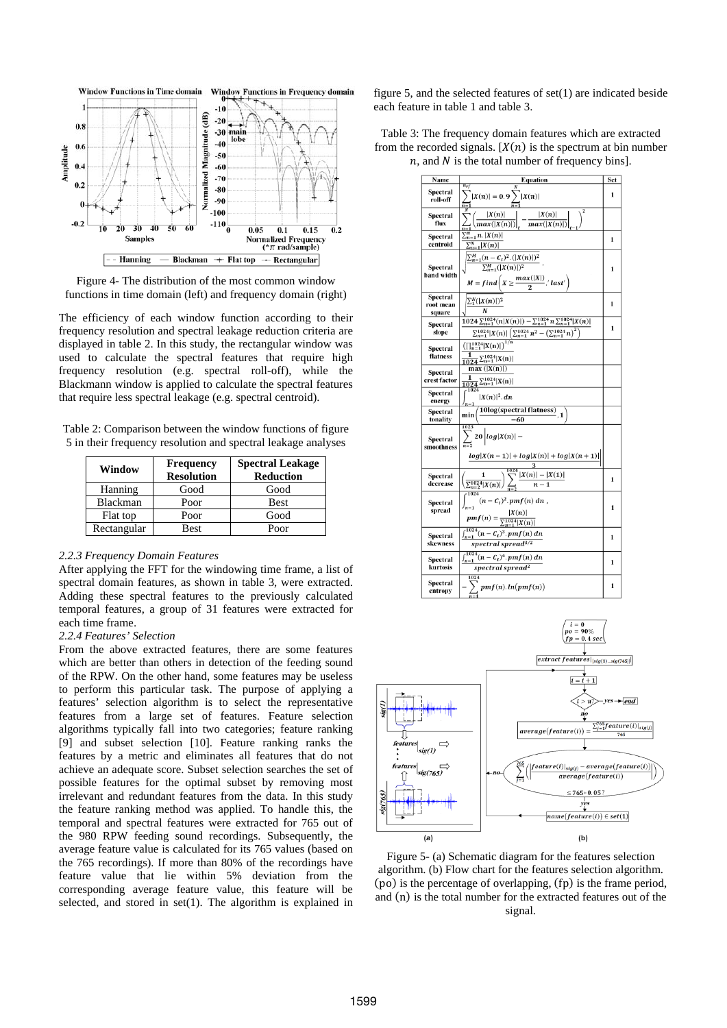Figure 4- The distribution of the most common window functions in time domain (left) and frequency domain (right)

The efficiency of each window function according to their frequency resolution and spectral leakage reduction criteria are displayed in table 2. In this study, the rectangular window was used to calculate the spectral features that require high frequency resolution (e.g. spectral roll-off), while the Blackmann window is applied to calculate the spectral features that require less spectral leakage (e.g. spectral centroid).

Table 2: Comparison between the window functions of figure 5 in their frequency resolution and spectral leakage analyses

| Window | Frequency Resolution | Spectral Leakage Reduction |
|---|---|---|
| Hanning | Good | Good |
| Blackman | Poor | Best |
| Flat top | Poor | Good |
| Rectangular | Best | Poor |

*2.2.3 Frequency Domain Features*

After applying the FFT for the windowing time frame, a list of spectral domain features, as shown in table 3, were extracted. Adding these spectral features to the previously calculated temporal features, a group of 31 features were extracted for each time frame.

*2.2.4 Features' Selection*

From the above extracted features, there are some features which are better than others in detection of the feeding sound of the RPW. On the other hand, some features may be useless to perform this particular task. The purpose of applying a features' selection algorithm is to select the representative features from a large set of features. Feature selection algorithms typically fall into two categories; feature ranking [9] and subset selection [10]. Feature ranking ranks the features by a metric and eliminates all features that do not achieve an adequate score. Subset selection searches the set of possible features for the optimal subset by removing most irrelevant and redundant features from the data. In this study the feature ranking method was applied. To handle this, the temporal and spectral features were extracted for 765 out of the 980 RPW feeding sound recordings. Subsequently, the average feature value is calculated for its 765 values (based on the 765 recordings). If more than 80% of the recordings have feature value that lie within 5% deviation from the corresponding average feature value, this feature will be selected, and stored in set(1). The algorithm is explained in figure 5, and the selected features of set(1) are indicated beside each feature in table 1 and table 3.

Table 3: The frequency domain features which are extracted from the recorded signals. $[X(n)$ is the spectrum at bin number $n$, and $N$ is the total number of frequency bins].

| Name | Equation | Set |
|---|---|---|
| Spectral roll-off | $\sum_{n=1}^{n_{rf}} \lvert X(n)\rvert = 0.9\sum_{n=1}^{N}\lvert X(n)\rvert$ | 1 |
| Spectral flux | $\sum_{n=1}^{N}\left(\frac{\lvert X(n)\rvert}{max(\lvert X(n)\rvert)}\Big\rvert_t - \frac{\lvert X(n)\rvert}{max(\lvert X(n)\rvert)}\Big\rvert_{t-1}\right)^2$ | |
| Spectral centroid | $\frac{\sum_{n=1}^{N} n.\lvert X(n)\rvert}{\sum_{n=1}^{N}\lvert X(n)\rvert}$ | 1 |
| Spectral band width | $\sqrt{\frac{\sum_{n=1}^{M}(n-C_t)^2.(\lvert X(n)\rvert)^2}{\sum_{n=1}^{M}(\lvert X(n)\rvert)^2}}$, $M = find\left(X \geq \frac{max(\lvert X\rvert)}{2}, 'last'\right)$ | 1 |
| Spectral root mean square | $\sqrt{\frac{\sum_{1}^{N}(\lvert X(n)\rvert)^2}{N}}$ | 1 |
| Spectral slope | $\frac{1024\sum_{n=1}^{1024}(n\lvert X(n)\rvert) - \sum_{n=1}^{1024} n \sum_{n=1}^{1024}\lvert X(n)\rvert}{\sum_{n=1}^{1024}\lvert X(n)\rvert\left(\sum_{n=1}^{1024} n^2 - \left(\sum_{n=1}^{1024} n\right)^2\right)}$ | 1 |
| Spectral flatness | $\frac{\left(\prod_{n=1}^{1024}\lvert X(n)\rvert\right)^{1/n}}{\frac{1}{1024}\sum_{n=1}^{1024}\lvert X(n)\rvert}$ | |
| Spectral crest factor | $\frac{\max(\lvert X(n)\rvert)}{\frac{1}{1024}\sum_{n=1}^{1024}\lvert X(n)\rvert}$ | |
| Spectral energy | $\int_{n=1}^{1024}\lvert X(n)\rvert^2.dn$ | |
| Spectral tonality | $\min\left(\frac{10\log(\text{spectral flatness})}{-60}, 1\right)$ | |
| Spectral smoothness | $\sum_{n=2}^{1023} 20\left\lvert log\lvert X(n)\rvert - \frac{log\lvert X(n-1)\rvert + log\lvert X(n)\rvert + log\lvert X(n+1)\rvert}{3}\right\rvert$ | |
| Spectral decrease | $\left(\frac{1}{\sum_{n=2}^{1024}\lvert X(n)\rvert}\right)\sum_{n=2}^{1024}\frac{\lvert X(n)\rvert - \lvert X(1)\rvert}{n-1}$ | 1 |
| Spectral spread | $\int_{n=1}^{1024}(n-C_t)^2.pmf(n)\,dn$, $pmf(n) = \frac{\lvert X(n)\rvert}{\sum_{n=1}^{1024}\lvert X(n)\rvert}$ | 1 |
| Spectral skewness | $\frac{\int_{n=1}^{1024}(n-C_t)^3.pmf(n)\,dn}{spectral\ spread^{3/2}}$ | 1 |
| Spectral kurtosis | $\frac{\int_{n=1}^{1024}(n-C_t)^4.pmf(n)\,dn}{spectral\ spread^{2}}$ | 1 |
| Spectral entropy | $-\sum_{n=1}^{1024} pmf(n).ln(pmf(n))$ | 1 |

Figure 5- (a) Schematic diagram for the features selection algorithm. (b) Flow chart for the features selection algorithm. $(po)$ is the percentage of overlapping, $(fp)$ is the frame period, and $(n)$ is the total number for the extracted features out of the signal.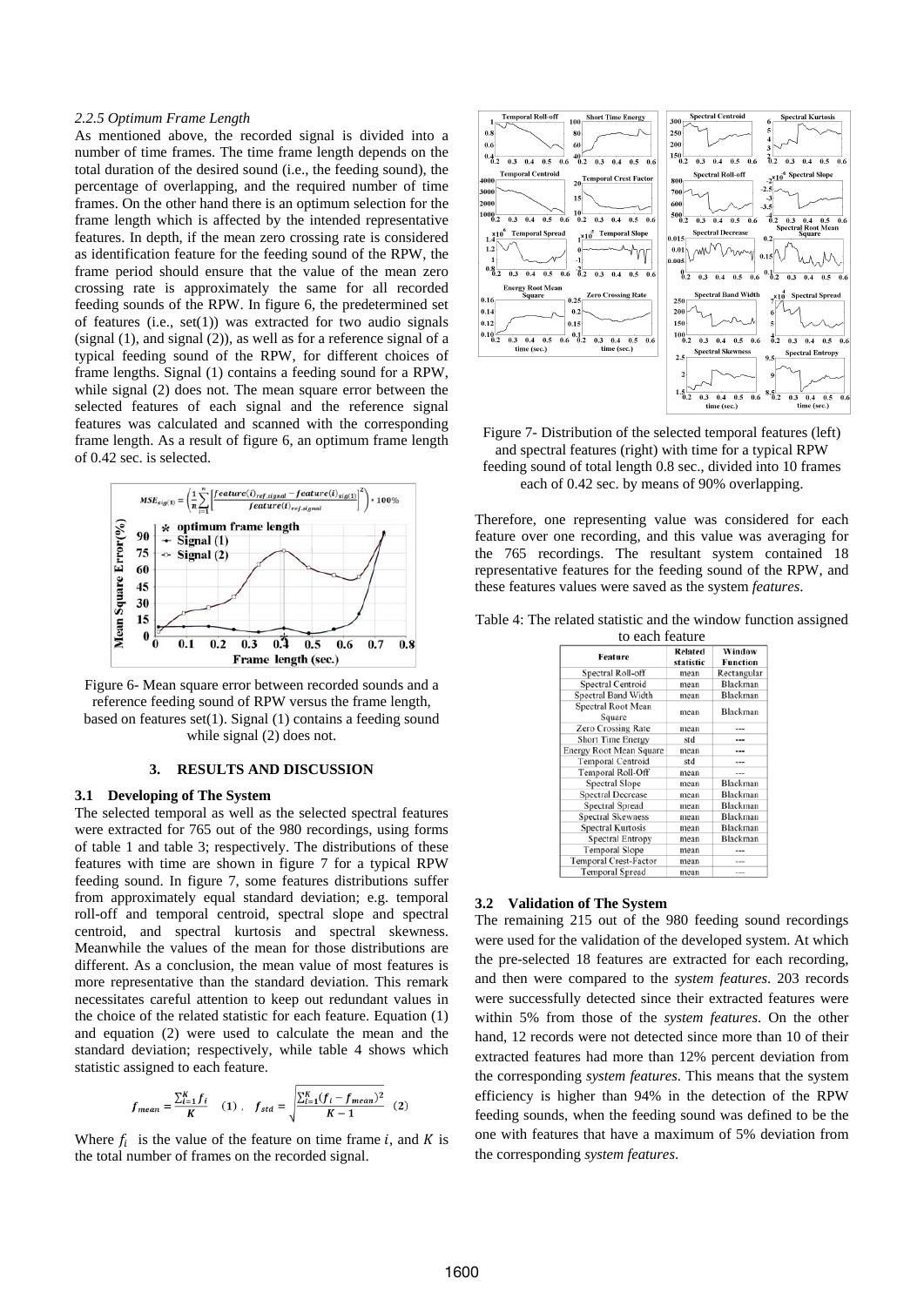*2.2.5 Optimum Frame Length*

As mentioned above, the recorded signal is divided into a number of time frames. The time frame length depends on the total duration of the desired sound (i.e., the feeding sound), the percentage of overlapping, and the required number of time frames. On the other hand there is an optimum selection for the frame length which is affected by the intended representative features. In depth, if the mean zero crossing rate is considered as identification feature for the feeding sound of the RPW, the frame period should ensure that the value of the mean zero crossing rate is approximately the same for all recorded feeding sounds of the RPW. In figure 6, the predetermined set of features (i.e., set(1)) was extracted for two audio signals (signal (1), and signal (2)), as well as for a reference signal of a typical feeding sound of the RPW, for different choices of frame lengths. Signal (1) contains a feeding sound for a RPW, while signal (2) does not. The mean square error between the selected features of each signal and the reference signal features was calculated and scanned with the corresponding frame length. As a result of figure 6, an optimum frame length of 0.42 sec. is selected.

$$MSE_{sig(1)} = \left(\frac{1}{n}\sum_{i=1}^{n}\left[\frac{feature(i)_{ref.signal} - feature(i)_{sig(1)}}{feature(i)_{ref.signal}}\right]^2\right) * 100\%$$

Figure 6- Mean square error between recorded sounds and a reference feeding sound of RPW versus the frame length, based on features set(1). Signal (1) contains a feeding sound while signal (2) does not.

## 3. RESULTS AND DISCUSSION

### 3.1 Developing of The System

The selected temporal as well as the selected spectral features were extracted for 765 out of the 980 recordings, using forms of table 1 and table 3; respectively. The distributions of these features with time are shown in figure 7 for a typical RPW feeding sound. In figure 7, some features distributions suffer from approximately equal standard deviation; e.g. temporal roll-off and temporal centroid, spectral slope and spectral centroid, and spectral kurtosis and spectral skewness. Meanwhile the values of the mean for those distributions are different. As a conclusion, the mean value of most features is more representative than the standard deviation. This remark necessitates careful attention to keep out redundant values in the choice of the related statistic for each feature. Equation (1) and equation (2) were used to calculate the mean and the standard deviation; respectively, while table 4 shows which statistic assigned to each feature.

$$f_{mean} = \frac{\sum_{i=1}^{K} f_i}{K} \quad (1), \quad f_{std} = \sqrt{\frac{\sum_{i=1}^{K}(f_i - f_{mean})^2}{K-1}} \quad (2)$$

Where $f_i$ is the value of the feature on time frame $i$, and $K$ is the total number of frames on the recorded signal.

Figure 7- Distribution of the selected temporal features (left) and spectral features (right) with time for a typical RPW feeding sound of total length 0.8 sec., divided into 10 frames each of 0.42 sec. by means of 90% overlapping.

Therefore, one representing value was considered for each feature over one recording, and this value was averaging for the 765 recordings. The resultant system contained 18 representative features for the feeding sound of the RPW, and these features values were saved as the system *features*.

Table 4: The related statistic and the window function assigned to each feature

| Feature | Related statistic | Window Function |
|---|---|---|
| Spectral Roll-off | mean | Rectangular |
| Spectral Centroid | mean | Blackman |
| Spectral Band Width | mean | Blackman |
| Spectral Root Mean Square | mean | Blackman |
| Zero Crossing Rate | mean | --- |
| Short Time Energy | std | --- |
| Energy Root Mean Square | mean | --- |
| Temporal Centroid | std | --- |
| Temporal Roll-Off | mean | --- |
| Spectral Slope | mean | Blackman |
| Spectral Decrease | mean | Blackman |
| Spectral Spread | mean | Blackman |
| Spectral Skewness | mean | Blackman |
| Spectral Kurtosis | mean | Blackman |
| Spectral Entropy | mean | Blackman |
| Temporal Slope | mean | --- |
| Temporal Crest-Factor | mean | --- |
| Temporal Spread | mean | --- |

### 3.2 Validation of The System

The remaining 215 out of the 980 feeding sound recordings were used for the validation of the developed system. At which the pre-selected 18 features are extracted for each recording, and then were compared to the *system features*. 203 records were successfully detected since their extracted features were within 5% from those of the *system features*. On the other hand, 12 records were not detected since more than 10 of their extracted features had more than 12% percent deviation from the corresponding *system features*. This means that the system efficiency is higher than 94% in the detection of the RPW feeding sounds, when the feeding sound was defined to be the one with features that have a maximum of 5% deviation from the corresponding *system features*.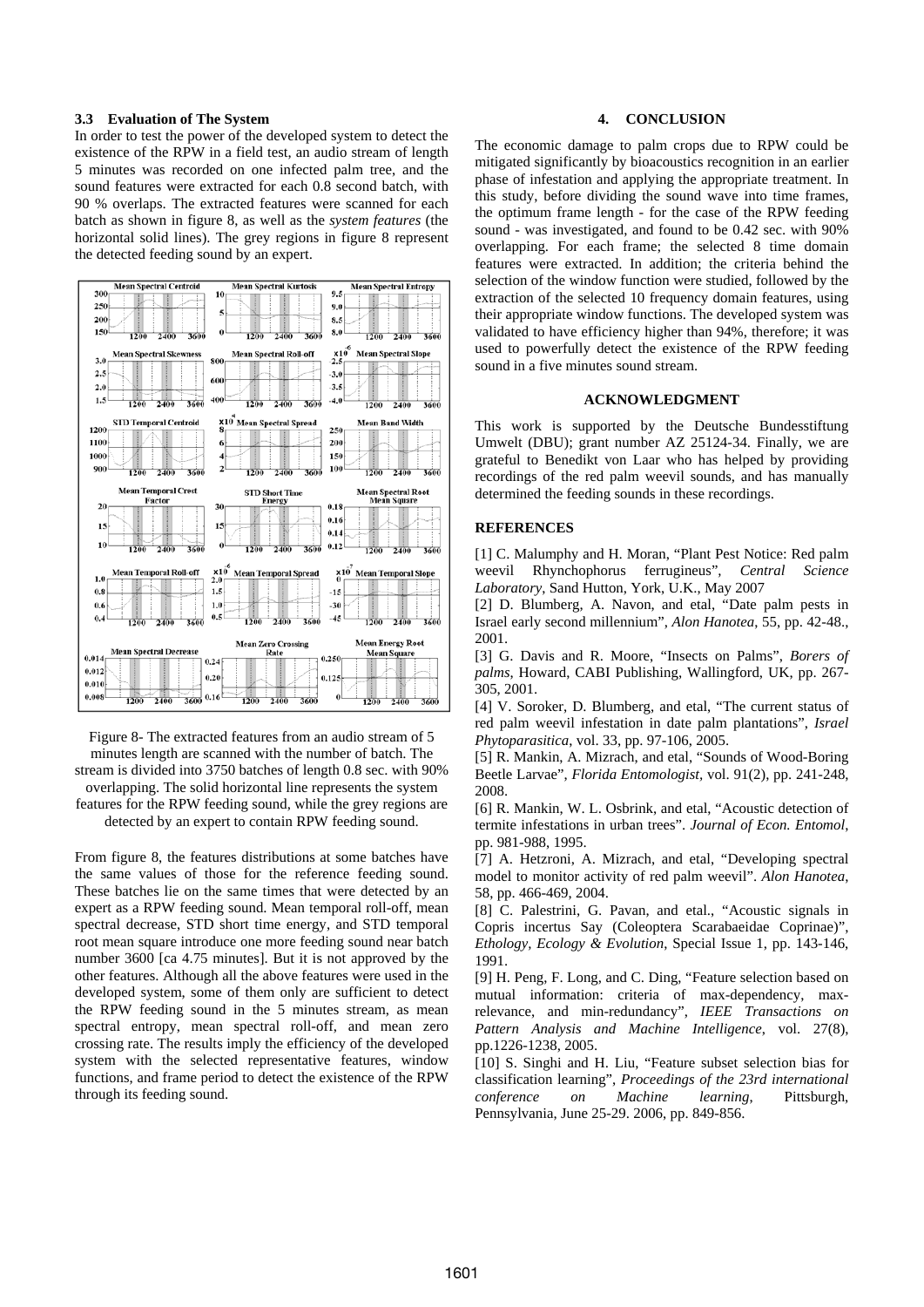### 3.3 Evaluation of The System

In order to test the power of the developed system to detect the existence of the RPW in a field test, an audio stream of length 5 minutes was recorded on one infected palm tree, and the sound features were extracted for each 0.8 second batch, with 90 % overlaps. The extracted features were scanned for each batch as shown in figure 8, as well as the *system features* (the horizontal solid lines). The grey regions in figure 8 represent the detected feeding sound by an expert.

Mean Spectral Centroid
300
250
200
150
1200 2400 3600

Mean Spectral Kurtosis
10
5
0
1200 2400 3600

Mean Spectral Entropy
9.5
9.0
8.5
8.0
1200 2400 3600

Mean Spectral Skewness
3.0
2.5
2.0
1.5
1200 2400 3600

Mean Spectral Roll-off
800
600
400
1200 2400 3600

$x10^{-6}$ Mean Spectral Slope
-2.5
-3.0
-3.5
-4.0
1200 2400 3600

STD Temporal Centroid
1200
1100
1000
900
1200 2400 3600

$x10^{4}$ Mean Spectral Spread
8
6
4
2
1200 2400 3600

Mean Band Width
250
200
150
100
1200 2400 3600

Mean Temporal Crest Factor
20
15
10
1200 2400 3600

STD Short Time Energy
30
15
0
1200 2400 3600

Mean Spectral Root Mean Square
0.18
0.16
0.14
0.12
1200 2400 3600

Mean Temporal Roll-off
1.0
0.8
0.6
0.4
1200 2400 3600

$x10^{-6}$ Mean Temporal Spread
2.0
1.5
1.0
0.5
1200 2400 3600

$x10^{-7}$ Mean Temporal Slope
0
-15
-30
-45
1200 2400 3600

Mean Spectral Decrease
0.014
0.012
0.010
0.008
1200 2400 3600

Mean Zero Crossing Rate
0.24
0.20
0.16
1200 2400 3600

Mean Energy Root Mean Square
0.250
0.125
0
1200 2400 3600

Figure 8- The extracted features from an audio stream of 5 minutes length are scanned with the number of batch. The stream is divided into 3750 batches of length 0.8 sec. with 90% overlapping. The solid horizontal line represents the system features for the RPW feeding sound, while the grey regions are detected by an expert to contain RPW feeding sound.

From figure 8, the features distributions at some batches have the same values of those for the reference feeding sound. These batches lie on the same times that were detected by an expert as a RPW feeding sound. Mean temporal roll-off, mean spectral decrease, STD short time energy, and STD temporal root mean square introduce one more feeding sound near batch number 3600 [ca 4.75 minutes]. But it is not approved by the other features. Although all the above features were used in the developed system, some of them only are sufficient to detect the RPW feeding sound in the 5 minutes stream, as mean spectral entropy, mean spectral roll-off, and mean zero crossing rate. The results imply the efficiency of the developed system with the selected representative features, window functions, and frame period to detect the existence of the RPW through its feeding sound.

## 4. CONCLUSION

The economic damage to palm crops due to RPW could be mitigated significantly by bioacoustics recognition in an earlier phase of infestation and applying the appropriate treatment. In this study, before dividing the sound wave into time frames, the optimum frame length - for the case of the RPW feeding sound - was investigated, and found to be 0.42 sec. with 90% overlapping. For each frame; the selected 8 time domain features were extracted. In addition; the criteria behind the selection of the window function were studied, followed by the extraction of the selected 10 frequency domain features, using their appropriate window functions. The developed system was validated to have efficiency higher than 94%, therefore; it was used to powerfully detect the existence of the RPW feeding sound in a five minutes sound stream.

## ACKNOWLEDGMENT

This work is supported by the Deutsche Bundesstiftung Umwelt (DBU); grant number AZ 25124-34. Finally, we are grateful to Benedikt von Laar who has helped by providing recordings of the red palm weevil sounds, and has manually determined the feeding sounds in these recordings.

## REFERENCES

[1] C. Malumphy and H. Moran, "Plant Pest Notice: Red palm weevil Rhynchophorus ferrugineus", *Central Science Laboratory*, Sand Hutton, York, U.K., May 2007

[2] D. Blumberg, A. Navon, and etal, "Date palm pests in Israel early second millennium", *Alon Hanotea*, 55, pp. 42-48., 2001.

[3] G. Davis and R. Moore, "Insects on Palms", *Borers of palms*, Howard, CABI Publishing, Wallingford, UK, pp. 267-305, 2001.

[4] V. Soroker, D. Blumberg, and etal, "The current status of red palm weevil infestation in date palm plantations", *Israel Phytoparasitica*, vol. 33, pp. 97-106, 2005.

[5] R. Mankin, A. Mizrach, and etal, "Sounds of Wood-Boring Beetle Larvae", *Florida Entomologist*, vol. 91(2), pp. 241-248, 2008.

[6] R. Mankin, W. L. Osbrink, and etal, "Acoustic detection of termite infestations in urban trees". *Journal of Econ. Entomol*, pp. 981-988, 1995.

[7] A. Hetzroni, A. Mizrach, and etal, "Developing spectral model to monitor activity of red palm weevil". *Alon Hanotea*, 58, pp. 466-469, 2004.

[8] C. Palestrini, G. Pavan, and etal., "Acoustic signals in Copris incertus Say (Coleoptera Scarabaeidae Coprinae)", *Ethology, Ecology & Evolution*, Special Issue 1, pp. 143-146, 1991.

[9] H. Peng, F. Long, and C. Ding, "Feature selection based on mutual information: criteria of max-dependency, max-relevance, and min-redundancy", *IEEE Transactions on Pattern Analysis and Machine Intelligence*, vol. 27(8), pp.1226-1238, 2005.

[10] S. Singhi and H. Liu, "Feature subset selection bias for classification learning", *Proceedings of the 23rd international conference on Machine learning*, Pittsburgh, Pennsylvania, June 25-29. 2006, pp. 849-856.